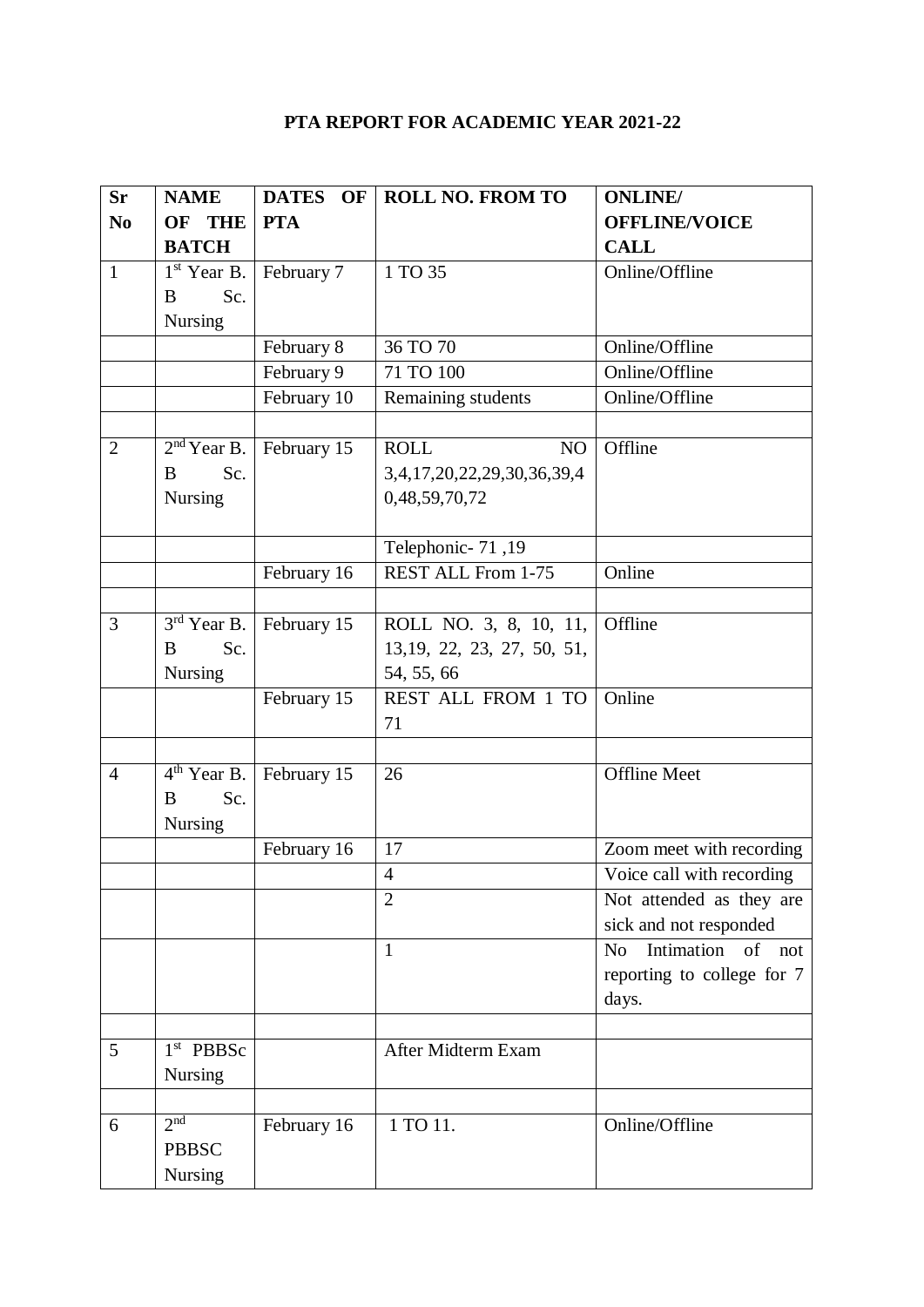# PTA REPORT FOR ACADEMIC YEAR 2021-22

| Sr No | NAME OF THE BATCH | DATES OF PTA | ROLL NO. FROM TO | ONLINE/ OFFLINE/VOICE CALL |
|---|---|---|---|---|
| 1 | 1st Year B. B Sc. Nursing | February 7 | 1 TO 35 | Online/Offline |
| | | February 8 | 36 TO 70 | Online/Offline |
| | | February 9 | 71 TO 100 | Online/Offline |
| | | February 10 | Remaining students | Online/Offline |
| | | | | |
| 2 | 2nd Year B. B Sc. Nursing | February 15 | ROLL NO 3,4,17,20,22,29,30,36,39,40,48,59,70,72 | Offline |
| | | | Telephonic- 71 ,19 | |
| | | February 16 | REST ALL From 1-75 | Online |
| | | | | |
| 3 | 3rd Year B. B Sc. Nursing | February 15 | ROLL NO. 3, 8, 10, 11, 13,19, 22, 23, 27, 50, 51, 54, 55, 66 | Offline |
| | | February 15 | REST ALL FROM 1 TO 71 | Online |
| | | | | |
| 4 | 4th Year B. B Sc. Nursing | February 15 | 26 | Offline Meet |
| | | February 16 | 17 | Zoom meet with recording |
| | | | 4 | Voice call with recording |
| | | | 2 | Not attended as they are sick and not responded |
| | | | 1 | No Intimation of not reporting to college for 7 days. |
| | | | | |
| 5 | 1st PBBSc Nursing | | After Midterm Exam | |
| | | | | |
| 6 | 2nd PBBSC Nursing | February 16 | 1 TO 11. | Online/Offline |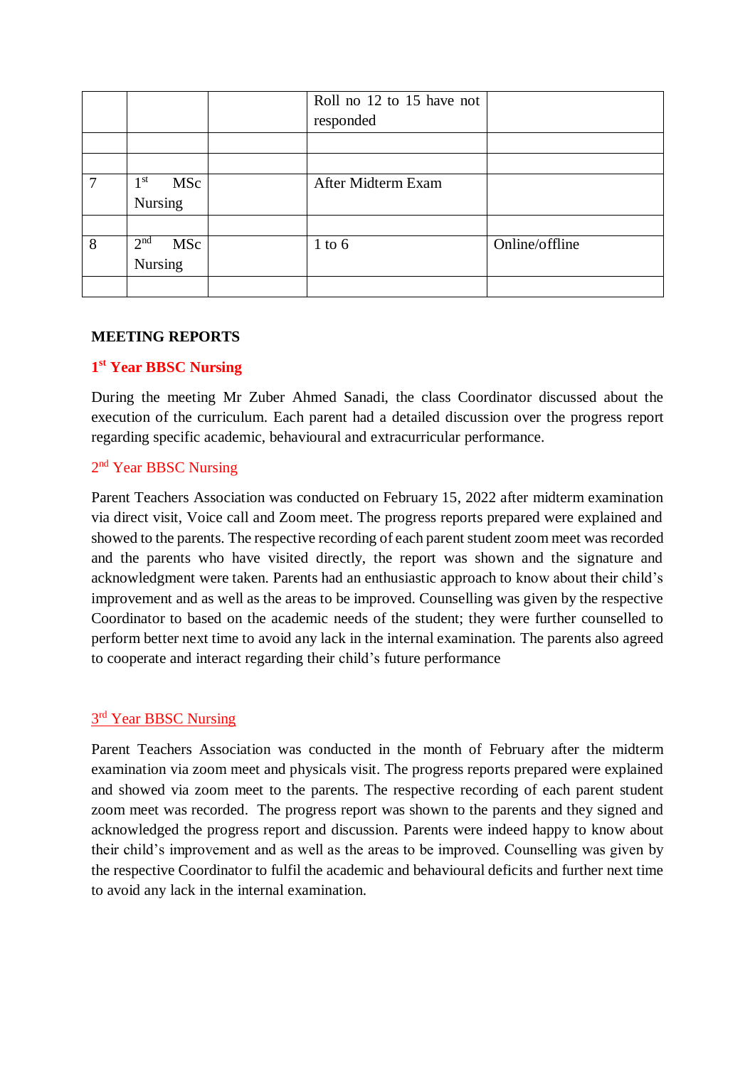|  |  |  |  |  |
|---|---|---|---|---|
|  |  |  | Roll no 12 to 15 have not responded |  |
|  |  |  |  |  |
|  |  |  |  |  |
| 7 | 1st MSc Nursing |  | After Midterm Exam |  |
|  |  |  |  |  |
| 8 | 2nd MSc Nursing |  | 1 to 6 | Online/offline |
|  |  |  |  |  |

**MEETING REPORTS**

**1st Year BBSC Nursing**

During the meeting Mr Zuber Ahmed Sanadi, the class Coordinator discussed about the execution of the curriculum. Each parent had a detailed discussion over the progress report regarding specific academic, behavioural and extracurricular performance.

2nd Year BBSC Nursing

Parent Teachers Association was conducted on February 15, 2022 after midterm examination via direct visit, Voice call and Zoom meet. The progress reports prepared were explained and showed to the parents. The respective recording of each parent student zoom meet was recorded and the parents who have visited directly, the report was shown and the signature and acknowledgment were taken. Parents had an enthusiastic approach to know about their child's improvement and as well as the areas to be improved. Counselling was given by the respective Coordinator to based on the academic needs of the student; they were further counselled to perform better next time to avoid any lack in the internal examination. The parents also agreed to cooperate and interact regarding their child's future performance

3rd Year BBSC Nursing

Parent Teachers Association was conducted in the month of February after the midterm examination via zoom meet and physicals visit. The progress reports prepared were explained and showed via zoom meet to the parents. The respective recording of each parent student zoom meet was recorded. The progress report was shown to the parents and they signed and acknowledged the progress report and discussion. Parents were indeed happy to know about their child's improvement and as well as the areas to be improved. Counselling was given by the respective Coordinator to fulfil the academic and behavioural deficits and further next time to avoid any lack in the internal examination.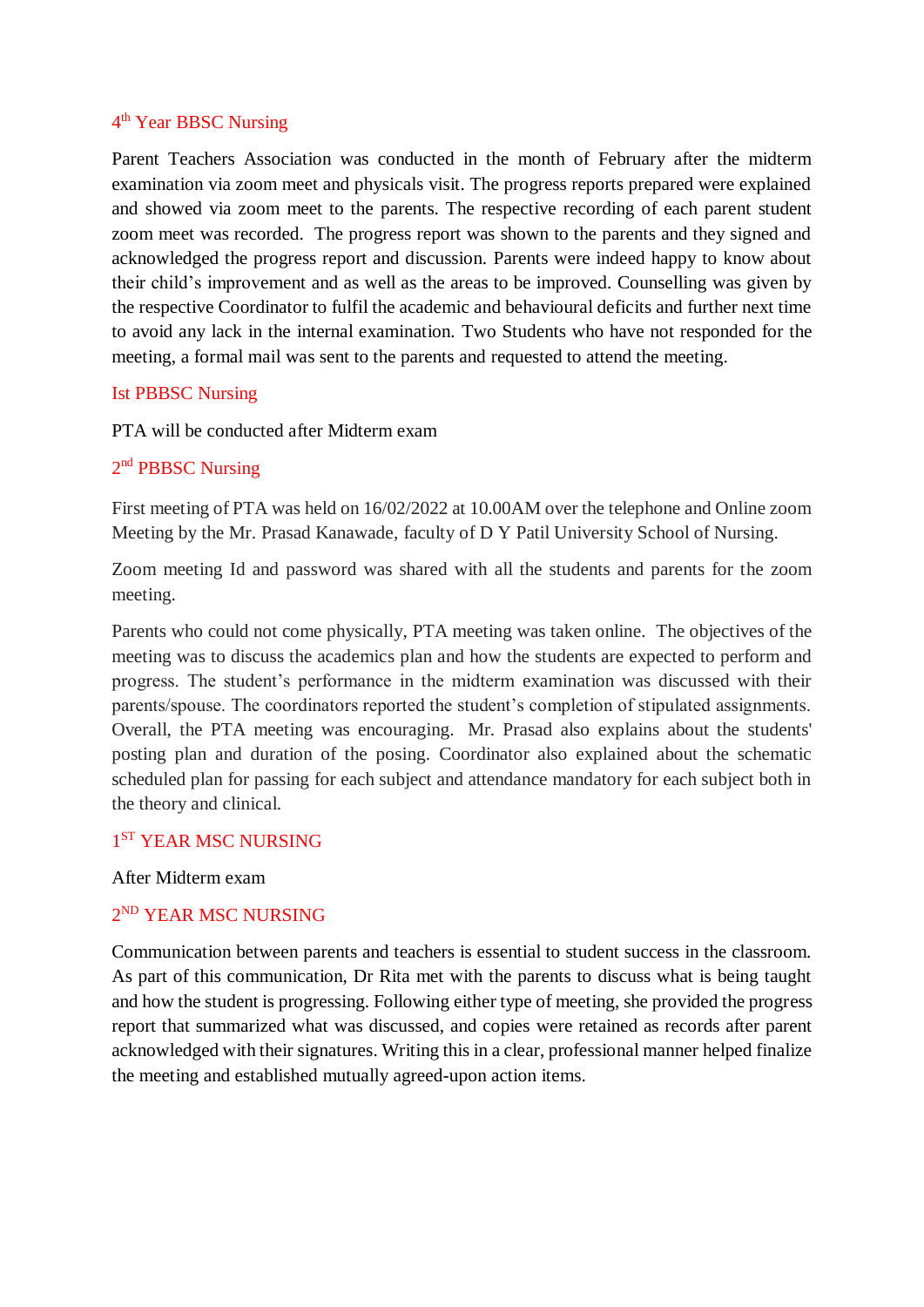### 4th Year BBSC Nursing

Parent Teachers Association was conducted in the month of February after the midterm examination via zoom meet and physicals visit. The progress reports prepared were explained and showed via zoom meet to the parents. The respective recording of each parent student zoom meet was recorded. The progress report was shown to the parents and they signed and acknowledged the progress report and discussion. Parents were indeed happy to know about their child's improvement and as well as the areas to be improved. Counselling was given by the respective Coordinator to fulfil the academic and behavioural deficits and further next time to avoid any lack in the internal examination. Two Students who have not responded for the meeting, a formal mail was sent to the parents and requested to attend the meeting.

### Ist PBBSC Nursing

PTA will be conducted after Midterm exam

### 2nd PBBSC Nursing

First meeting of PTA was held on 16/02/2022 at 10.00AM over the telephone and Online zoom Meeting by the Mr. Prasad Kanawade, faculty of D Y Patil University School of Nursing.

Zoom meeting Id and password was shared with all the students and parents for the zoom meeting.

Parents who could not come physically, PTA meeting was taken online. The objectives of the meeting was to discuss the academics plan and how the students are expected to perform and progress. The student's performance in the midterm examination was discussed with their parents/spouse. The coordinators reported the student's completion of stipulated assignments. Overall, the PTA meeting was encouraging. Mr. Prasad also explains about the students' posting plan and duration of the posing. Coordinator also explained about the schematic scheduled plan for passing for each subject and attendance mandatory for each subject both in the theory and clinical.

### 1ST YEAR MSC NURSING

After Midterm exam

### 2ND YEAR MSC NURSING

Communication between parents and teachers is essential to student success in the classroom. As part of this communication, Dr Rita met with the parents to discuss what is being taught and how the student is progressing. Following either type of meeting, she provided the progress report that summarized what was discussed, and copies were retained as records after parent acknowledged with their signatures. Writing this in a clear, professional manner helped finalize the meeting and established mutually agreed-upon action items.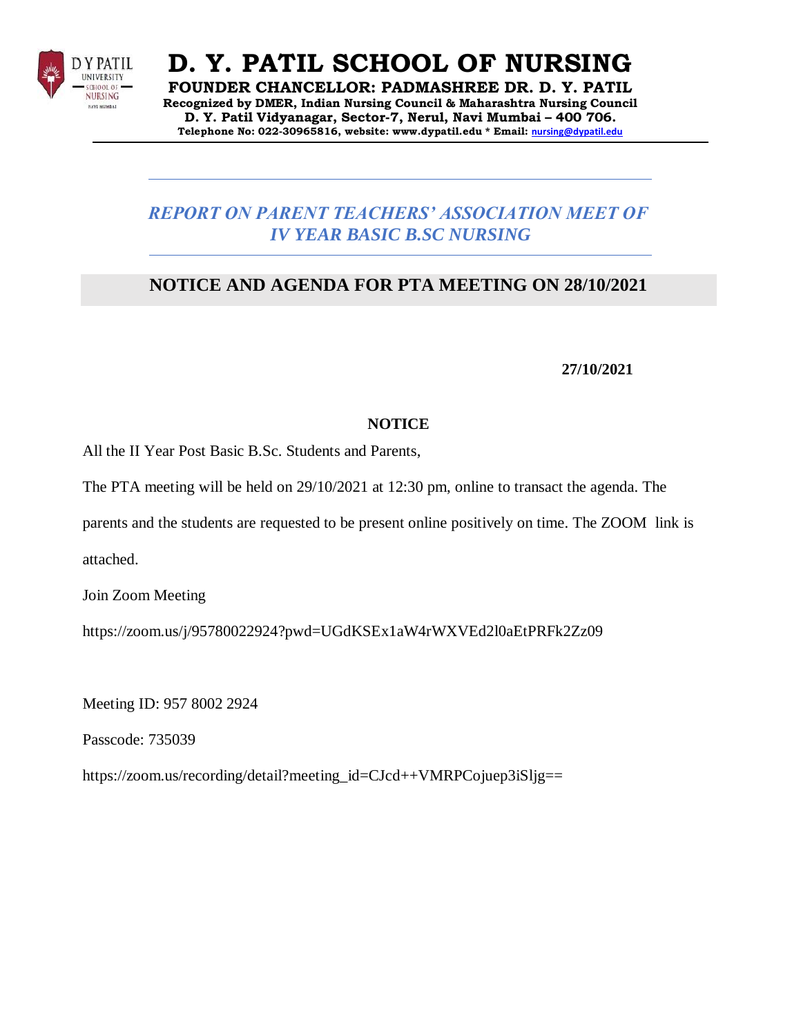# D. Y. PATIL SCHOOL OF NURSING

**FOUNDER CHANCELLOR: PADMASHREE DR. D. Y. PATIL**

**Recognized by DMER, Indian Nursing Council & Maharashtra Nursing Council**

**D. Y. Patil Vidyanagar, Sector-7, Nerul, Navi Mumbai – 400 706.**

**Telephone No: 022-30965816, website: www.dypatil.edu * Email: nursing@dypatil.edu**

---

## *REPORT ON PARENT TEACHERS' ASSOCIATION MEET OF IV YEAR BASIC B.SC NURSING*

---

## NOTICE AND AGENDA FOR PTA MEETING ON 28/10/2021

**27/10/2021**

**NOTICE**

All the II Year Post Basic B.Sc. Students and Parents,

The PTA meeting will be held on 29/10/2021 at 12:30 pm, online to transact the agenda. The parents and the students are requested to be present online positively on time. The ZOOM link is attached.

Join Zoom Meeting

https://zoom.us/j/95780022924?pwd=UGdKSEx1aW4rWXVEd2l0aEtPRFk2Zz09

Meeting ID: 957 8002 2924

Passcode: 735039

https://zoom.us/recording/detail?meeting_id=CJcd++VMRPCojuep3iSljg==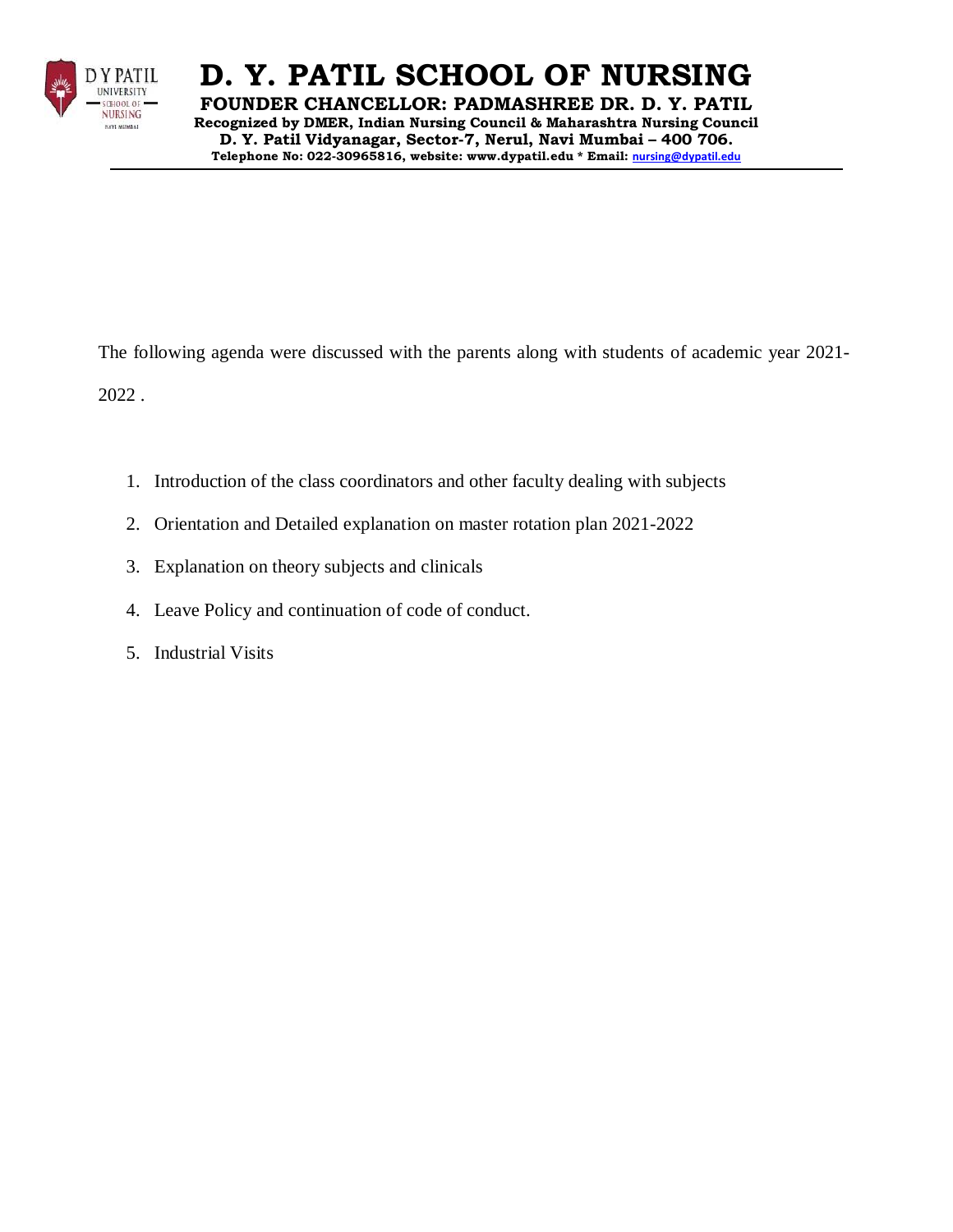# D. Y. PATIL SCHOOL OF NURSING

**FOUNDER CHANCELLOR: PADMASHREE DR. D. Y. PATIL**

**Recognized by DMER, Indian Nursing Council & Maharashtra Nursing Council**

**D. Y. Patil Vidyanagar, Sector-7, Nerul, Navi Mumbai – 400 706.**

**Telephone No: 022-30965816, website: www.dypatil.edu * Email: nursing@dypatil.edu**

---

The following agenda were discussed with the parents along with students of academic year 2021-2022 .

1. Introduction of the class coordinators and other faculty dealing with subjects
2. Orientation and Detailed explanation on master rotation plan 2021-2022
3. Explanation on theory subjects and clinicals
4. Leave Policy and continuation of code of conduct.
5. Industrial Visits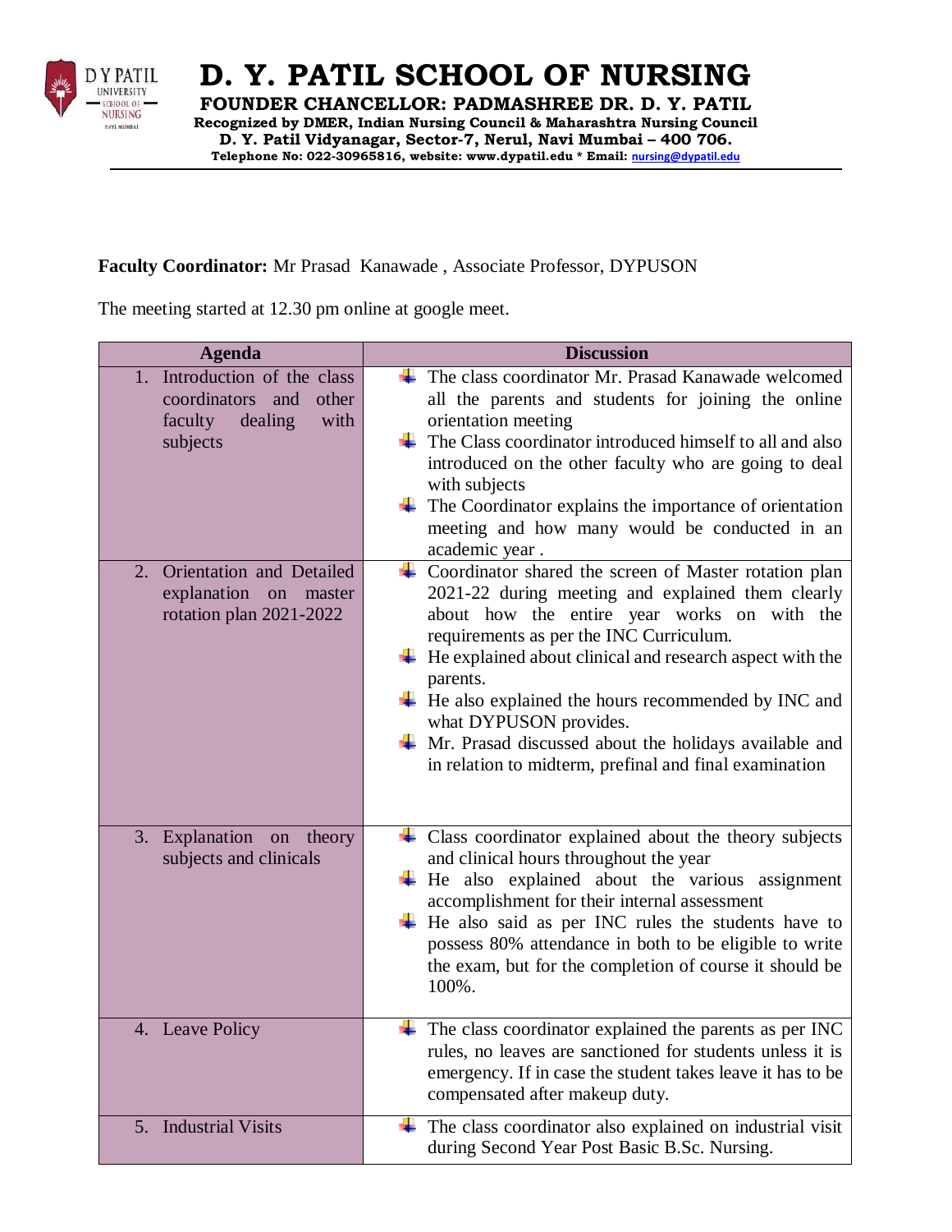# D. Y. PATIL SCHOOL OF NURSING

**FOUNDER CHANCELLOR: PADMASHREE DR. D. Y. PATIL**

**Recognized by DMER, Indian Nursing Council & Maharashtra Nursing Council**

**D. Y. Patil Vidyanagar, Sector-7, Nerul, Navi Mumbai – 400 706.**

**Telephone No: 022-30965816, website: www.dypatil.edu * Email: nursing@dypatil.edu**

---

**Faculty Coordinator:** Mr Prasad Kanawade , Associate Professor, DYPUSON

The meeting started at 12.30 pm online at google meet.

| Agenda | Discussion |
|---|---|
| 1. Introduction of the class coordinators and other faculty dealing with subjects | - The class coordinator Mr. Prasad Kanawade welcomed all the parents and students for joining the online orientation meeting<br>- The Class coordinator introduced himself to all and also introduced on the other faculty who are going to deal with subjects<br>- The Coordinator explains the importance of orientation meeting and how many would be conducted in an academic year . |
| 2. Orientation and Detailed explanation on master rotation plan 2021-2022 | - Coordinator shared the screen of Master rotation plan 2021-22 during meeting and explained them clearly about how the entire year works on with the requirements as per the INC Curriculum.<br>- He explained about clinical and research aspect with the parents.<br>- He also explained the hours recommended by INC and what DYPUSON provides.<br>- Mr. Prasad discussed about the holidays available and in relation to midterm, prefinal and final examination |
| 3. Explanation on theory subjects and clinicals | - Class coordinator explained about the theory subjects and clinical hours throughout the year<br>- He also explained about the various assignment accomplishment for their internal assessment<br>- He also said as per INC rules the students have to possess 80% attendance in both to be eligible to write the exam, but for the completion of course it should be 100%. |
| 4. Leave Policy | - The class coordinator explained the parents as per INC rules, no leaves are sanctioned for students unless it is emergency. If in case the student takes leave it has to be compensated after makeup duty. |
| 5. Industrial Visits | - The class coordinator also explained on industrial visit during Second Year Post Basic B.Sc. Nursing. |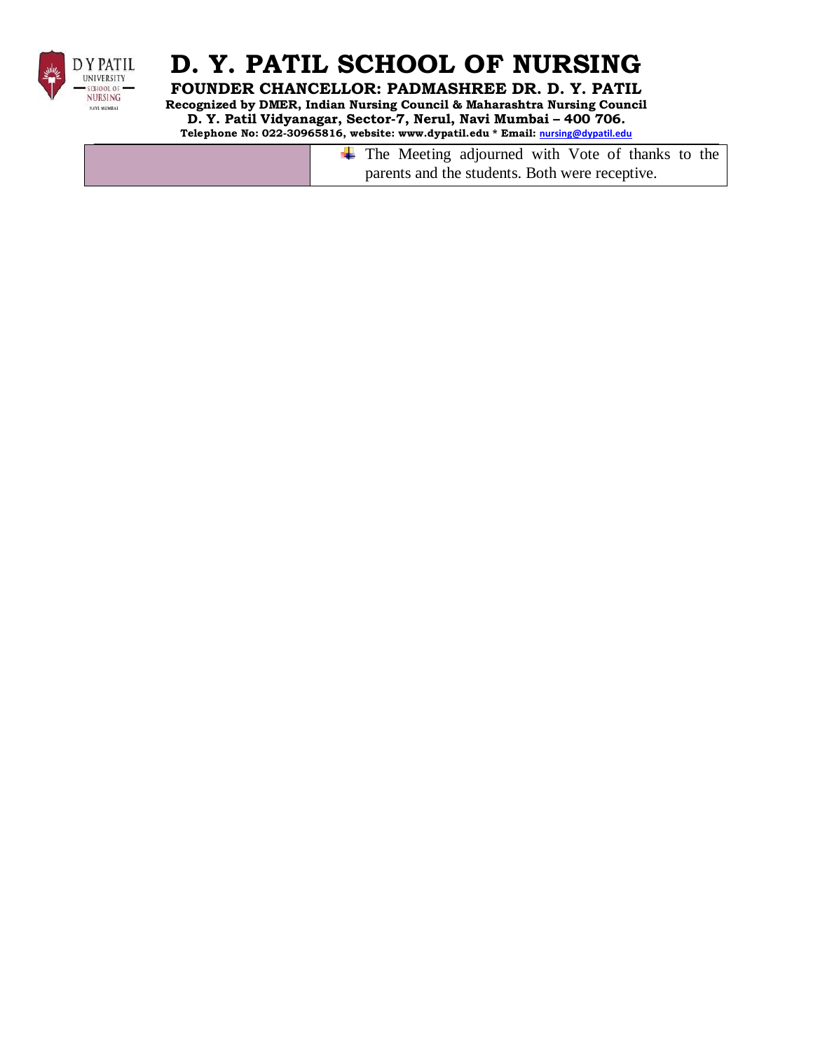| | |
|---|---|
| | - The Meeting adjourned with Vote of thanks to the parents and the students. Both were receptive. |